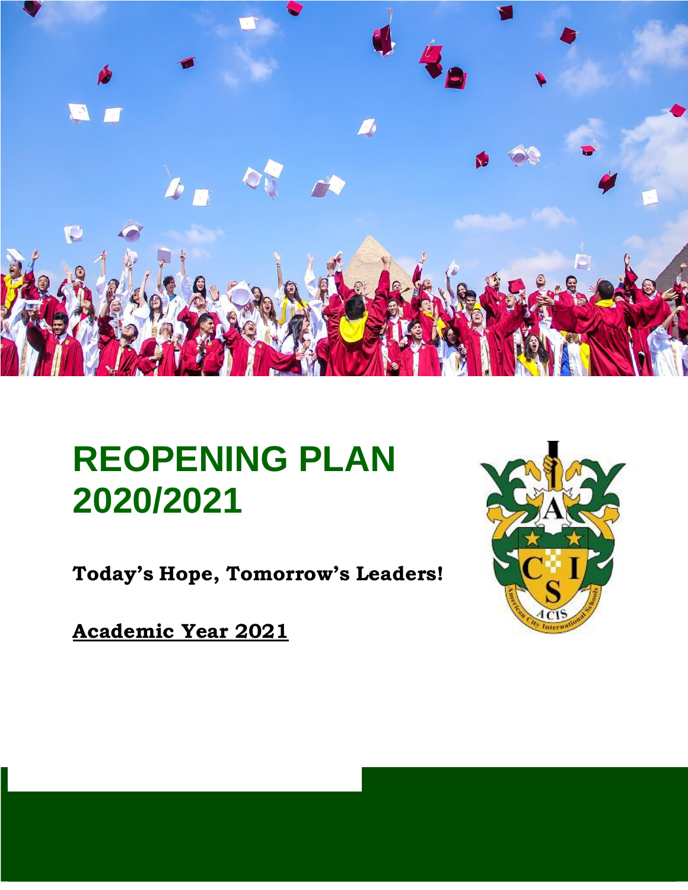# REOPENING PLAN 2020/2021

**Today's Hope, Tomorrow's Leaders!**

**Academic Year 2021**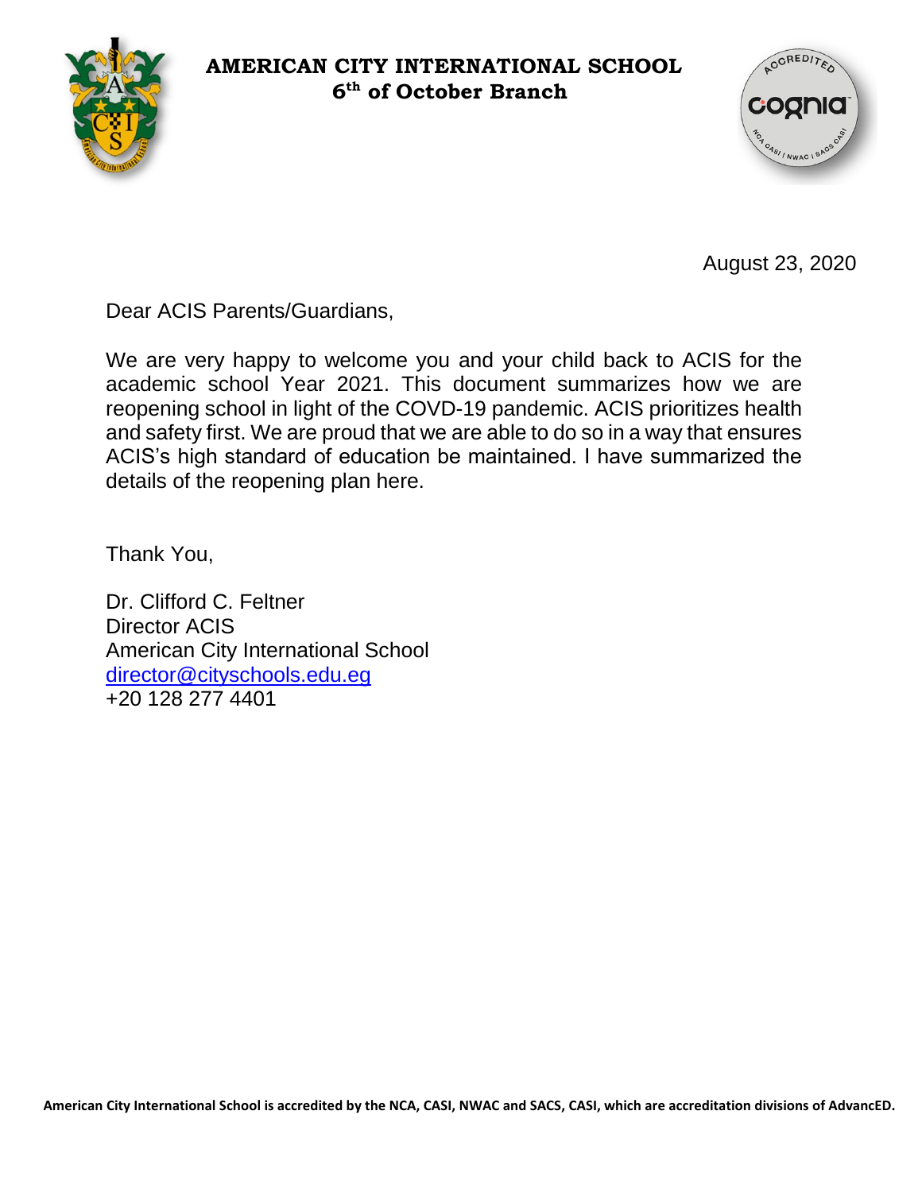**AMERICAN CITY INTERNATIONAL SCHOOL**
**6th of October Branch**

August 23, 2020

Dear ACIS Parents/Guardians,

We are very happy to welcome you and your child back to ACIS for the academic school Year 2021. This document summarizes how we are reopening school in light of the COVD-19 pandemic. ACIS prioritizes health and safety first. We are proud that we are able to do so in a way that ensures ACIS's high standard of education be maintained. I have summarized the details of the reopening plan here.

Thank You,

Dr. Clifford C. Feltner
Director ACIS
American City International School
director@cityschools.edu.eg
+20 128 277 4401

**American City International School is accredited by the NCA, CASI, NWAC and SACS, CASI, which are accreditation divisions of AdvancED.**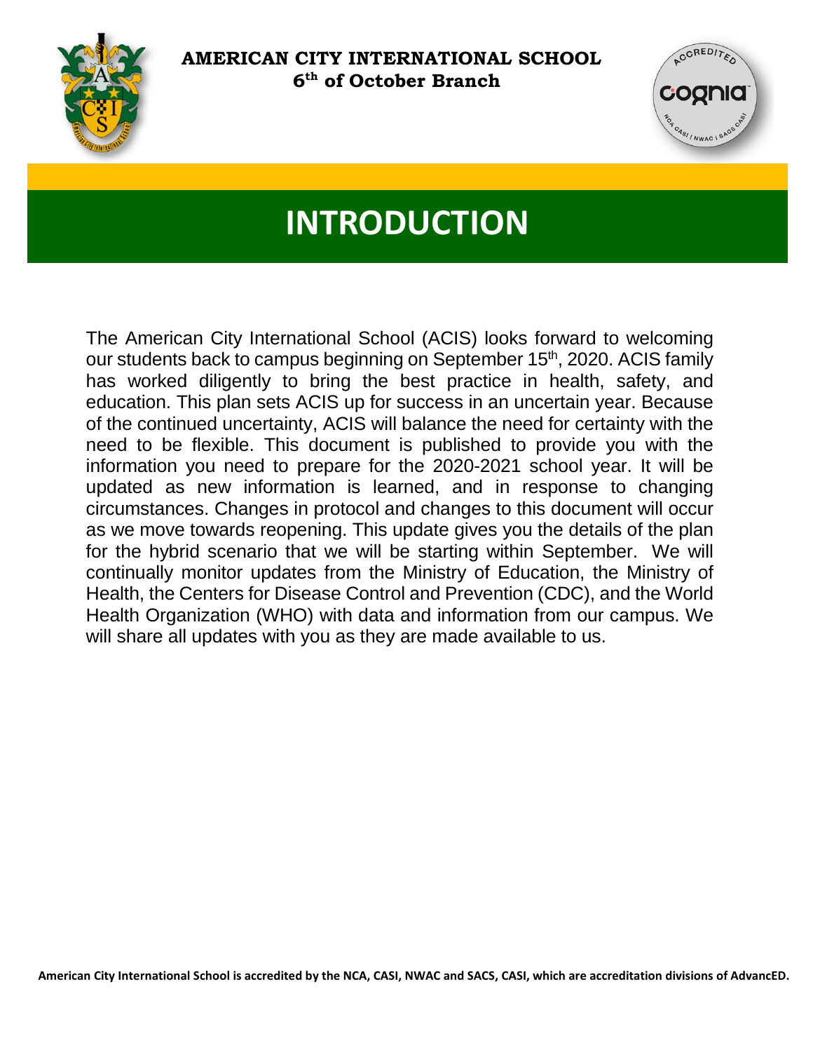**AMERICAN CITY INTERNATIONAL SCHOOL**
**6th of October Branch**

# INTRODUCTION

The American City International School (ACIS) looks forward to welcoming our students back to campus beginning on September 15th, 2020. ACIS family has worked diligently to bring the best practice in health, safety, and education. This plan sets ACIS up for success in an uncertain year. Because of the continued uncertainty, ACIS will balance the need for certainty with the need to be flexible. This document is published to provide you with the information you need to prepare for the 2020-2021 school year. It will be updated as new information is learned, and in response to changing circumstances. Changes in protocol and changes to this document will occur as we move towards reopening. This update gives you the details of the plan for the hybrid scenario that we will be starting within September. We will continually monitor updates from the Ministry of Education, the Ministry of Health, the Centers for Disease Control and Prevention (CDC), and the World Health Organization (WHO) with data and information from our campus. We will share all updates with you as they are made available to us.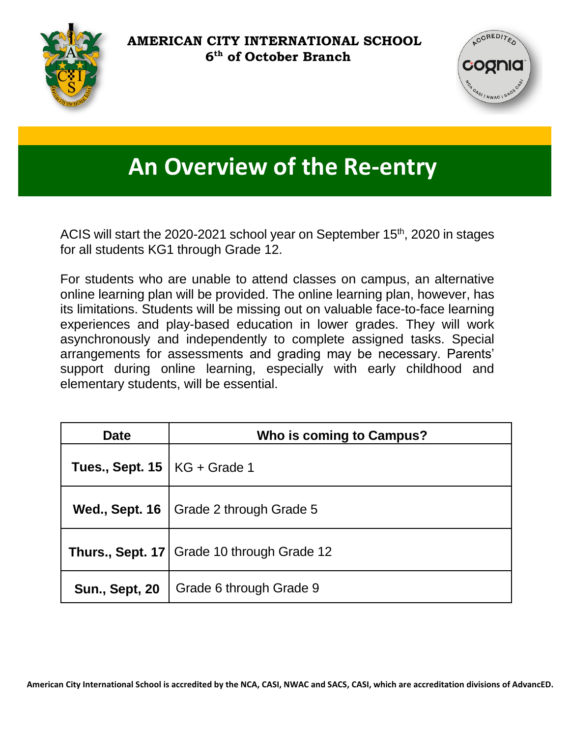**AMERICAN CITY INTERNATIONAL SCHOOL**
**6th of October Branch**

# An Overview of the Re-entry

ACIS will start the 2020-2021 school year on September 15th, 2020 in stages for all students KG1 through Grade 12.

For students who are unable to attend classes on campus, an alternative online learning plan will be provided. The online learning plan, however, has its limitations. Students will be missing out on valuable face-to-face learning experiences and play-based education in lower grades. They will work asynchronously and independently to complete assigned tasks. Special arrangements for assessments and grading may be necessary. Parents' support during online learning, especially with early childhood and elementary students, will be essential.

| Date | Who is coming to Campus? |
| --- | --- |
| **Tues., Sept. 15** | KG + Grade 1 |
| **Wed., Sept. 16** | Grade 2 through Grade 5 |
| **Thurs., Sept. 17** | Grade 10 through Grade 12 |
| **Sun., Sept, 20** | Grade 6 through Grade 9 |

**American City International School is accredited by the NCA, CASI, NWAC and SACS, CASI, which are accreditation divisions of AdvancED.**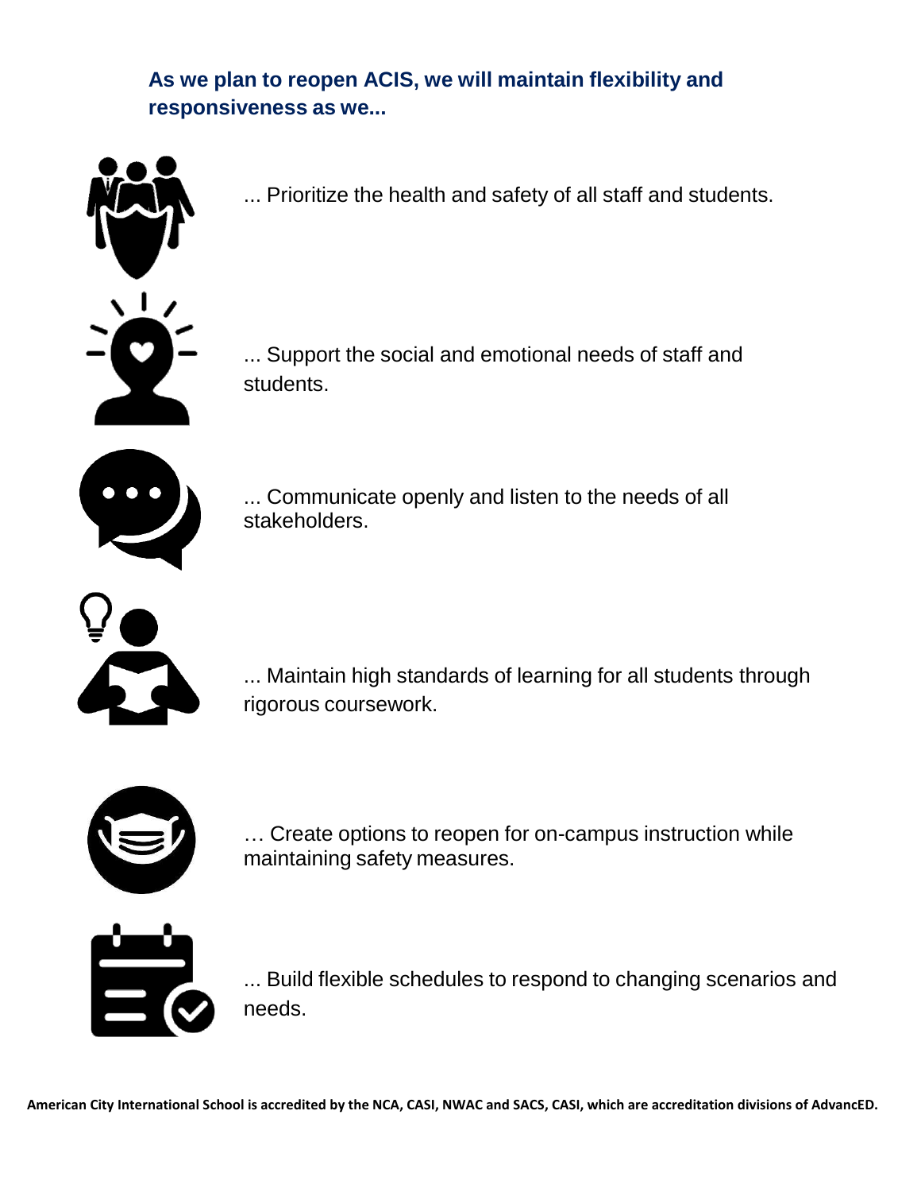**As we plan to reopen ACIS, we will maintain flexibility and responsiveness as we...**

... Prioritize the health and safety of all staff and students.

... Support the social and emotional needs of staff and students.

... Communicate openly and listen to the needs of all stakeholders.

... Maintain high standards of learning for all students through rigorous coursework.

… Create options to reopen for on-campus instruction while maintaining safety measures.

... Build flexible schedules to respond to changing scenarios and needs.

**American City International School is accredited by the NCA, CASI, NWAC and SACS, CASI, which are accreditation divisions of AdvancED.**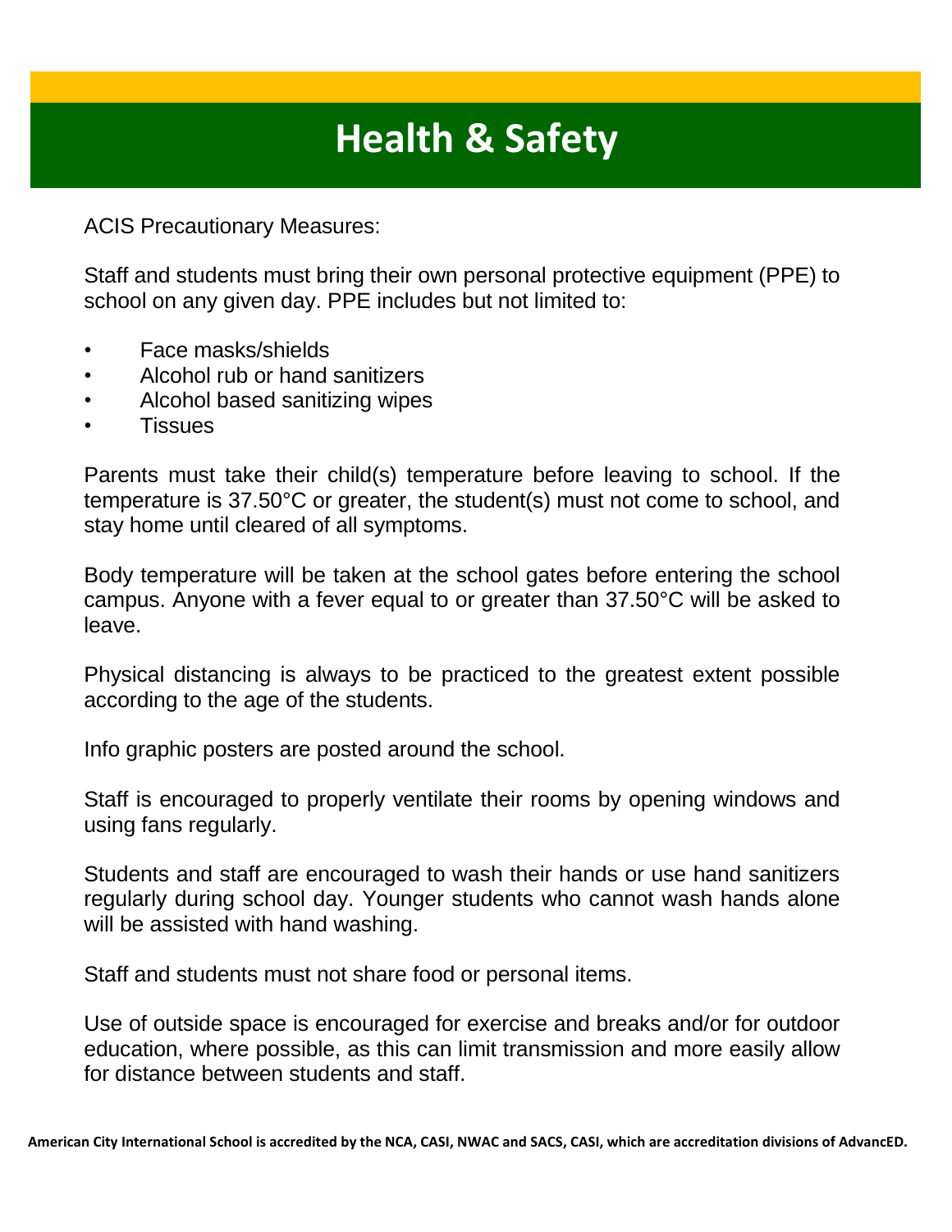# Health & Safety

ACIS Precautionary Measures:

Staff and students must bring their own personal protective equipment (PPE) to school on any given day. PPE includes but not limited to:

- Face masks/shields
- Alcohol rub or hand sanitizers
- Alcohol based sanitizing wipes
- Tissues

Parents must take their child(s) temperature before leaving to school. If the temperature is 37.50°C or greater, the student(s) must not come to school, and stay home until cleared of all symptoms.

Body temperature will be taken at the school gates before entering the school campus. Anyone with a fever equal to or greater than 37.50°C will be asked to leave.

Physical distancing is always to be practiced to the greatest extent possible according to the age of the students.

Info graphic posters are posted around the school.

Staff is encouraged to properly ventilate their rooms by opening windows and using fans regularly.

Students and staff are encouraged to wash their hands or use hand sanitizers regularly during school day. Younger students who cannot wash hands alone will be assisted with hand washing.

Staff and students must not share food or personal items.

Use of outside space is encouraged for exercise and breaks and/or for outdoor education, where possible, as this can limit transmission and more easily allow for distance between students and staff.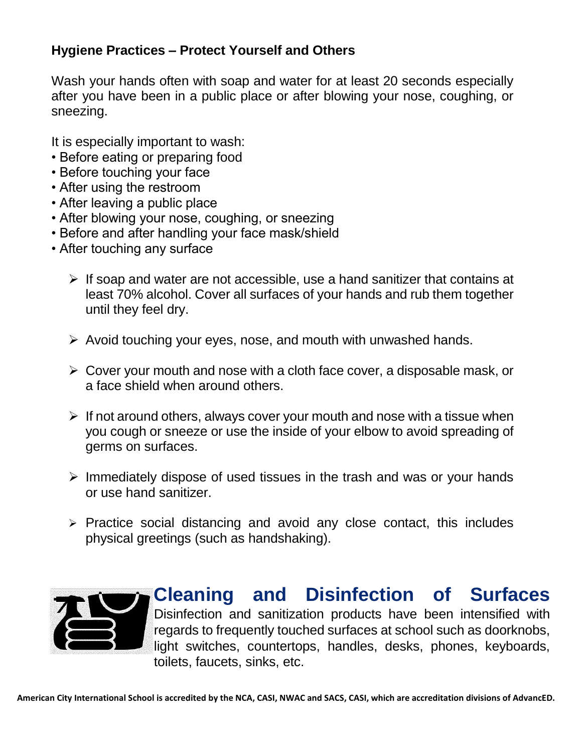**Hygiene Practices – Protect Yourself and Others**

Wash your hands often with soap and water for at least 20 seconds especially after you have been in a public place or after blowing your nose, coughing, or sneezing.

It is especially important to wash:

- Before eating or preparing food
- Before touching your face
- After using the restroom
- After leaving a public place
- After blowing your nose, coughing, or sneezing
- Before and after handling your face mask/shield
- After touching any surface

  - If soap and water are not accessible, use a hand sanitizer that contains at least 70% alcohol. Cover all surfaces of your hands and rub them together until they feel dry.
  - Avoid touching your eyes, nose, and mouth with unwashed hands.
  - Cover your mouth and nose with a cloth face cover, a disposable mask, or a face shield when around others.
  - If not around others, always cover your mouth and nose with a tissue when you cough or sneeze or use the inside of your elbow to avoid spreading of germs on surfaces.
  - Immediately dispose of used tissues in the trash and was or your hands or use hand sanitizer.
  - Practice social distancing and avoid any close contact, this includes physical greetings (such as handshaking).

## Cleaning and Disinfection of Surfaces

Disinfection and sanitization products have been intensified with regards to frequently touched surfaces at school such as doorknobs, light switches, countertops, handles, desks, phones, keyboards, toilets, faucets, sinks, etc.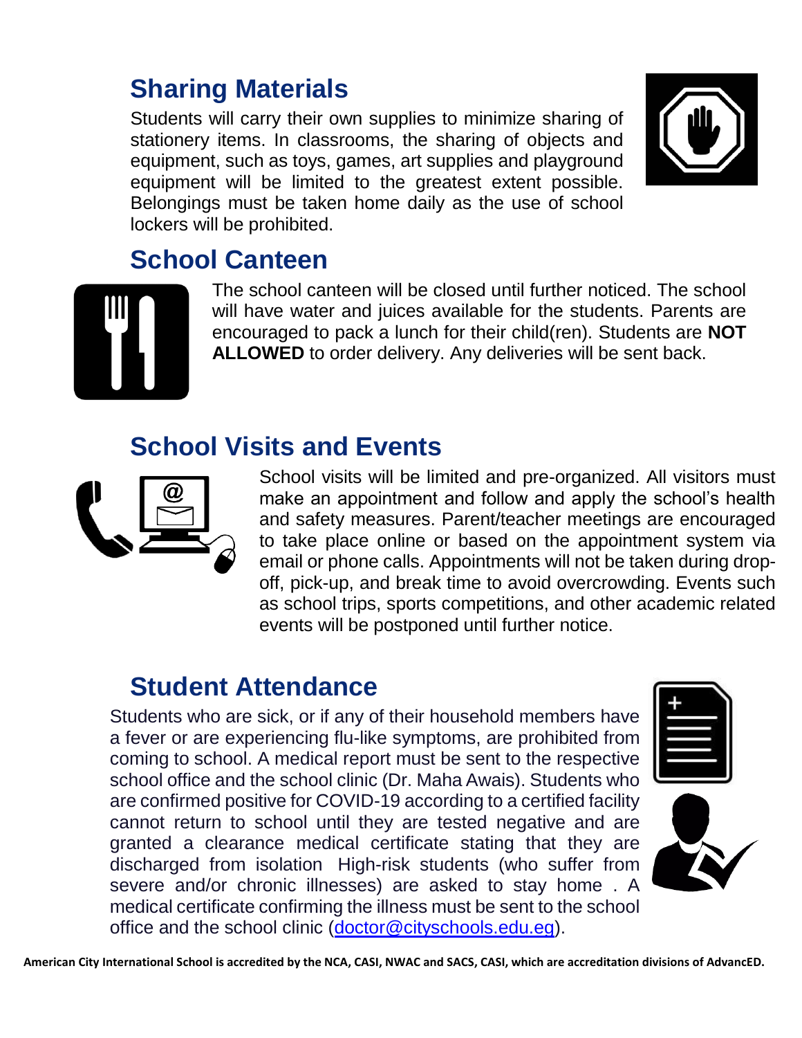## Sharing Materials

Students will carry their own supplies to minimize sharing of stationery items. In classrooms, the sharing of objects and equipment, such as toys, games, art supplies and playground equipment will be limited to the greatest extent possible. Belongings must be taken home daily as the use of school lockers will be prohibited.

## School Canteen

The school canteen will be closed until further noticed. The school will have water and juices available for the students. Parents are encouraged to pack a lunch for their child(ren). Students are **NOT ALLOWED** to order delivery. Any deliveries will be sent back.

## School Visits and Events

School visits will be limited and pre-organized. All visitors must make an appointment and follow and apply the school's health and safety measures. Parent/teacher meetings are encouraged to take place online or based on the appointment system via email or phone calls. Appointments will not be taken during drop-off, pick-up, and break time to avoid overcrowding. Events such as school trips, sports competitions, and other academic related events will be postponed until further notice.

## Student Attendance

Students who are sick, or if any of their household members have a fever or are experiencing flu-like symptoms, are prohibited from coming to school. A medical report must be sent to the respective school office and the school clinic (Dr. Maha Awais). Students who are confirmed positive for COVID-19 according to a certified facility cannot return to school until they are tested negative and are granted a clearance medical certificate stating that they are discharged from isolation  High-risk students (who suffer from severe and/or chronic illnesses) are asked to stay home . A medical certificate confirming the illness must be sent to the school office and the school clinic (doctor@cityschools.edu.eg).

**American City International School is accredited by the NCA, CASI, NWAC and SACS, CASI, which are accreditation divisions of AdvancED.**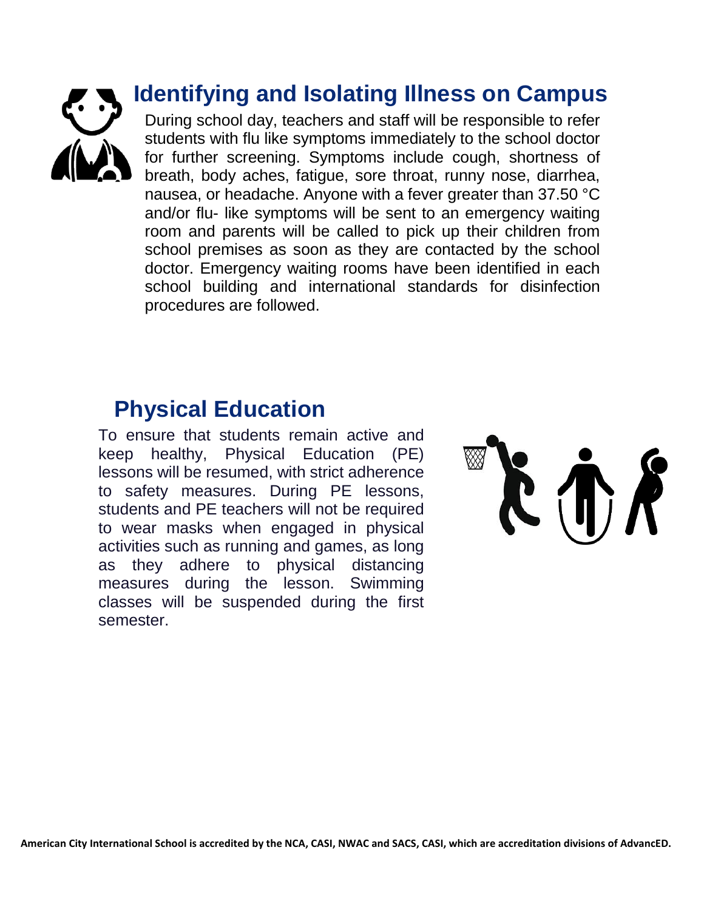## Identifying and Isolating Illness on Campus

During school day, teachers and staff will be responsible to refer students with flu like symptoms immediately to the school doctor for further screening. Symptoms include cough, shortness of breath, body aches, fatigue, sore throat, runny nose, diarrhea, nausea, or headache. Anyone with a fever greater than 37.50 °C and/or flu- like symptoms will be sent to an emergency waiting room and parents will be called to pick up their children from school premises as soon as they are contacted by the school doctor. Emergency waiting rooms have been identified in each school building and international standards for disinfection procedures are followed.

## Physical Education

To ensure that students remain active and keep healthy, Physical Education (PE) lessons will be resumed, with strict adherence to safety measures. During PE lessons, students and PE teachers will not be required to wear masks when engaged in physical activities such as running and games, as long as they adhere to physical distancing measures during the lesson. Swimming classes will be suspended during the first semester.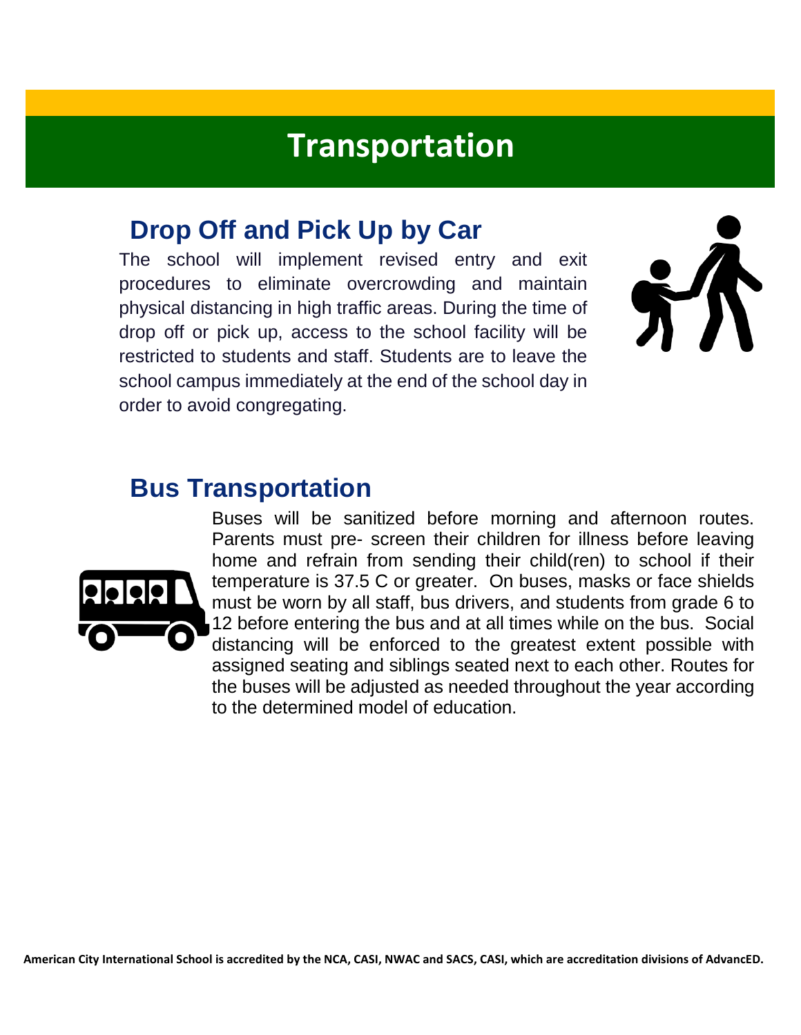# Transportation

## Drop Off and Pick Up by Car

The school will implement revised entry and exit procedures to eliminate overcrowding and maintain physical distancing in high traffic areas. During the time of drop off or pick up, access to the school facility will be restricted to students and staff. Students are to leave the school campus immediately at the end of the school day in order to avoid congregating.

## Bus Transportation

Buses will be sanitized before morning and afternoon routes. Parents must pre- screen their children for illness before leaving home and refrain from sending their child(ren) to school if their temperature is 37.5 C or greater. On buses, masks or face shields must be worn by all staff, bus drivers, and students from grade 6 to 12 before entering the bus and at all times while on the bus. Social distancing will be enforced to the greatest extent possible with assigned seating and siblings seated next to each other. Routes for the buses will be adjusted as needed throughout the year according to the determined model of education.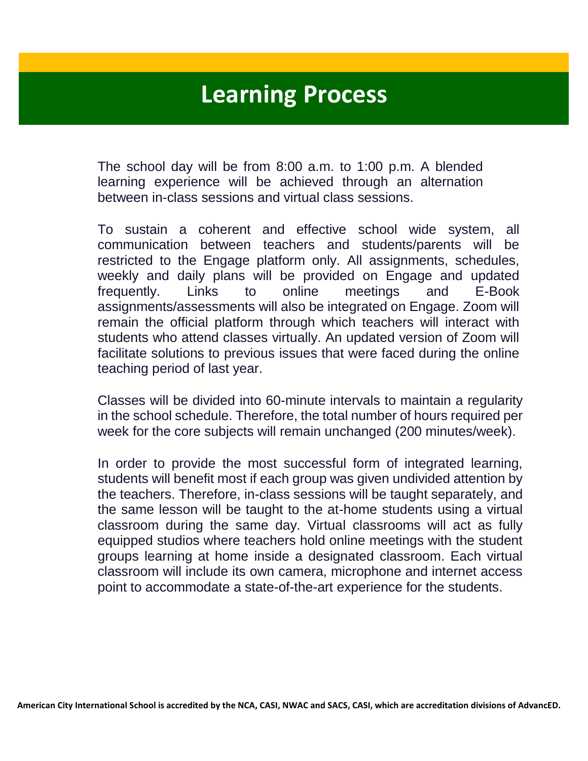# Learning Process

The school day will be from 8:00 a.m. to 1:00 p.m. A blended learning experience will be achieved through an alternation between in-class sessions and virtual class sessions.

To sustain a coherent and effective school wide system, all communication between teachers and students/parents will be restricted to the Engage platform only. All assignments, schedules, weekly and daily plans will be provided on Engage and updated frequently. Links to online meetings and E-Book assignments/assessments will also be integrated on Engage. Zoom will remain the official platform through which teachers will interact with students who attend classes virtually. An updated version of Zoom will facilitate solutions to previous issues that were faced during the online teaching period of last year.

Classes will be divided into 60-minute intervals to maintain a regularity in the school schedule. Therefore, the total number of hours required per week for the core subjects will remain unchanged (200 minutes/week).

In order to provide the most successful form of integrated learning, students will benefit most if each group was given undivided attention by the teachers. Therefore, in-class sessions will be taught separately, and the same lesson will be taught to the at-home students using a virtual classroom during the same day. Virtual classrooms will act as fully equipped studios where teachers hold online meetings with the student groups learning at home inside a designated classroom. Each virtual classroom will include its own camera, microphone and internet access point to accommodate a state-of-the-art experience for the students.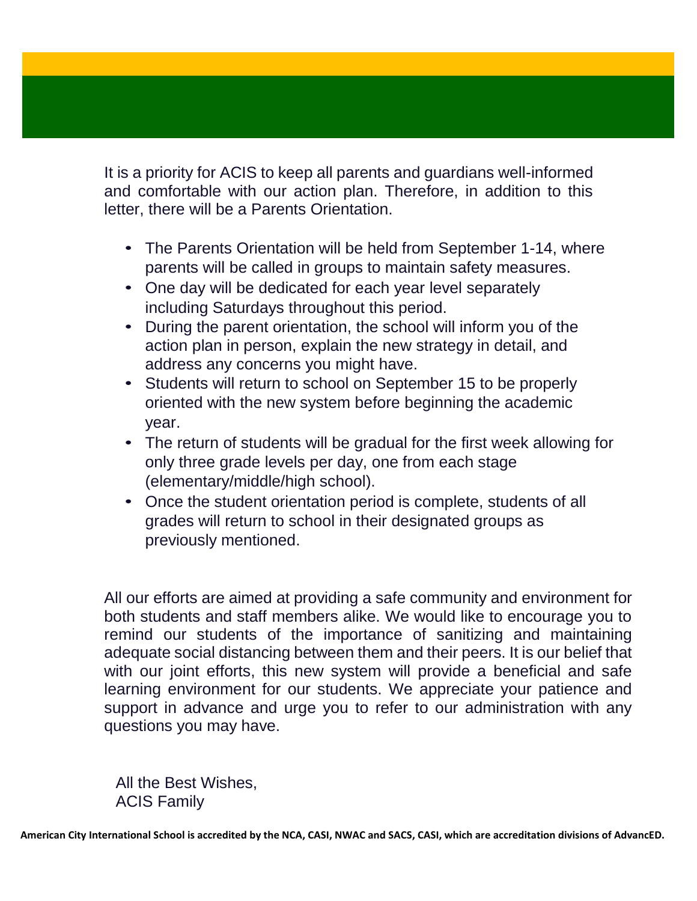It is a priority for ACIS to keep all parents and guardians well-informed and comfortable with our action plan. Therefore, in addition to this letter, there will be a Parents Orientation.

- The Parents Orientation will be held from September 1-14, where parents will be called in groups to maintain safety measures.
- One day will be dedicated for each year level separately including Saturdays throughout this period.
- During the parent orientation, the school will inform you of the action plan in person, explain the new strategy in detail, and address any concerns you might have.
- Students will return to school on September 15 to be properly oriented with the new system before beginning the academic year.
- The return of students will be gradual for the first week allowing for only three grade levels per day, one from each stage (elementary/middle/high school).
- Once the student orientation period is complete, students of all grades will return to school in their designated groups as previously mentioned.

All our efforts are aimed at providing a safe community and environment for both students and staff members alike. We would like to encourage you to remind our students of the importance of sanitizing and maintaining adequate social distancing between them and their peers. It is our belief that with our joint efforts, this new system will provide a beneficial and safe learning environment for our students. We appreciate your patience and support in advance and urge you to refer to our administration with any questions you may have.

All the Best Wishes,
ACIS Family

**American City International School is accredited by the NCA, CASI, NWAC and SACS, CASI, which are accreditation divisions of AdvancED.**